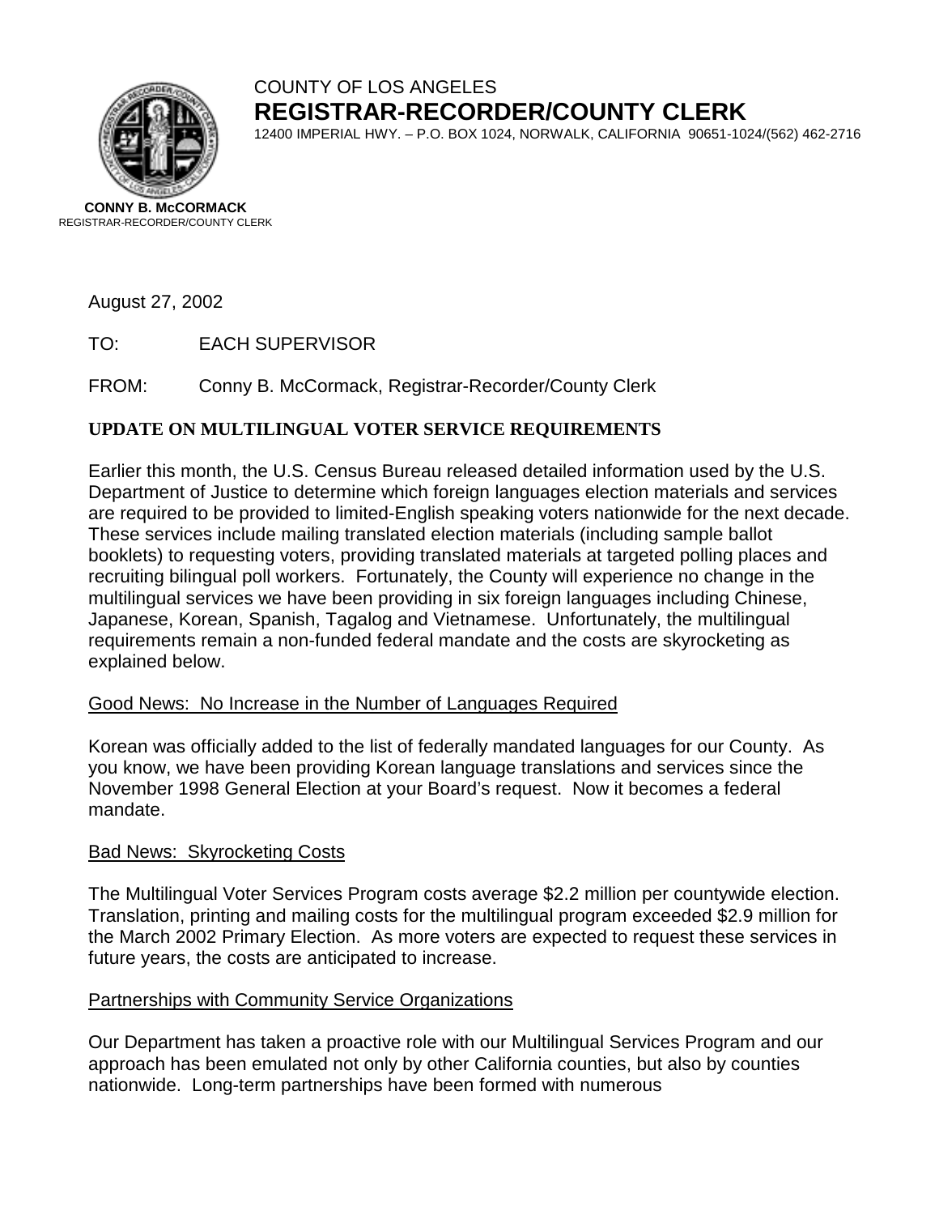COUNTY OF LOS ANGELES

**REGISTRAR-RECORDER/COUNTY CLERK**

12400 IMPERIAL HWY. – P.O. BOX 1024, NORWALK, CALIFORNIA 90651-1024/(562) 462-2716

**CONNY B. McCORMACK**
REGISTRAR-RECORDER/COUNTY CLERK

August 27, 2002

TO: EACH SUPERVISOR

FROM: Conny B. McCormack, Registrar-Recorder/County Clerk

**UPDATE ON MULTILINGUAL VOTER SERVICE REQUIREMENTS**

Earlier this month, the U.S. Census Bureau released detailed information used by the U.S. Department of Justice to determine which foreign languages election materials and services are required to be provided to limited-English speaking voters nationwide for the next decade. These services include mailing translated election materials (including sample ballot booklets) to requesting voters, providing translated materials at targeted polling places and recruiting bilingual poll workers. Fortunately, the County will experience no change in the multilingual services we have been providing in six foreign languages including Chinese, Japanese, Korean, Spanish, Tagalog and Vietnamese. Unfortunately, the multilingual requirements remain a non-funded federal mandate and the costs are skyrocketing as explained below.

<u>Good News: No Increase in the Number of Languages Required</u>

Korean was officially added to the list of federally mandated languages for our County. As you know, we have been providing Korean language translations and services since the November 1998 General Election at your Board's request. Now it becomes a federal mandate.

<u>Bad News: Skyrocketing Costs</u>

The Multilingual Voter Services Program costs average $2.2 million per countywide election. Translation, printing and mailing costs for the multilingual program exceeded $2.9 million for the March 2002 Primary Election. As more voters are expected to request these services in future years, the costs are anticipated to increase.

<u>Partnerships with Community Service Organizations</u>

Our Department has taken a proactive role with our Multilingual Services Program and our approach has been emulated not only by other California counties, but also by counties nationwide. Long-term partnerships have been formed with numerous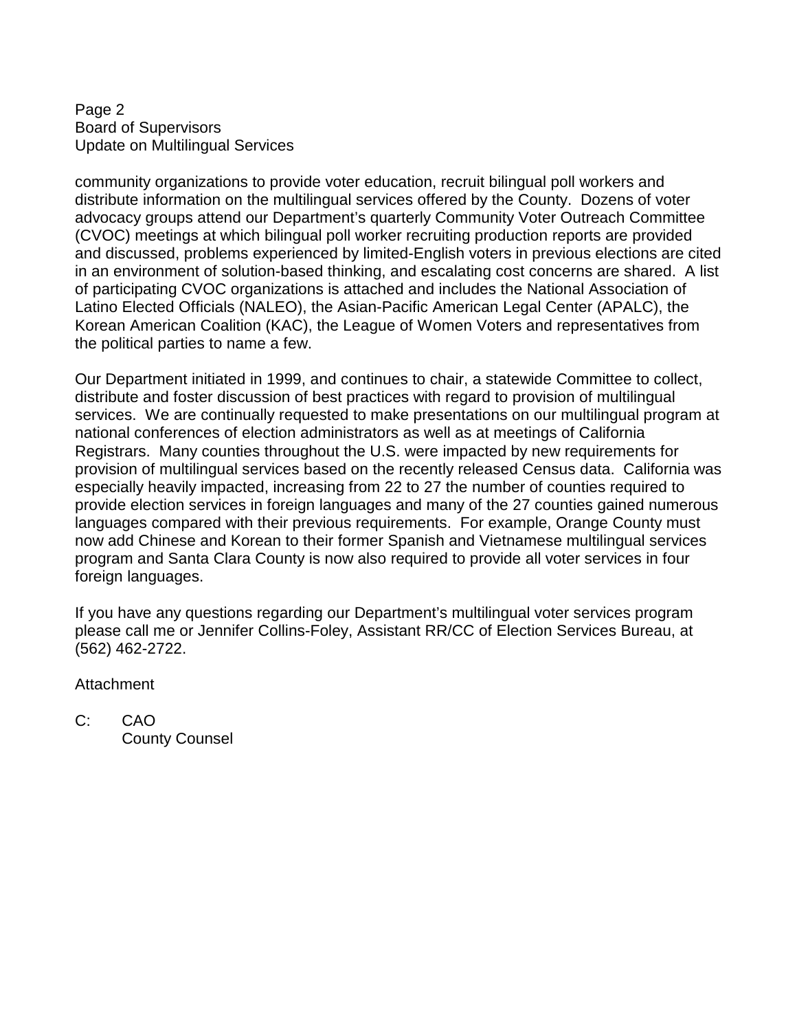community organizations to provide voter education, recruit bilingual poll workers and distribute information on the multilingual services offered by the County. Dozens of voter advocacy groups attend our Department's quarterly Community Voter Outreach Committee (CVOC) meetings at which bilingual poll worker recruiting production reports are provided and discussed, problems experienced by limited-English voters in previous elections are cited in an environment of solution-based thinking, and escalating cost concerns are shared. A list of participating CVOC organizations is attached and includes the National Association of Latino Elected Officials (NALEO), the Asian-Pacific American Legal Center (APALC), the Korean American Coalition (KAC), the League of Women Voters and representatives from the political parties to name a few.

Our Department initiated in 1999, and continues to chair, a statewide Committee to collect, distribute and foster discussion of best practices with regard to provision of multilingual services. We are continually requested to make presentations on our multilingual program at national conferences of election administrators as well as at meetings of California Registrars. Many counties throughout the U.S. were impacted by new requirements for provision of multilingual services based on the recently released Census data. California was especially heavily impacted, increasing from 22 to 27 the number of counties required to provide election services in foreign languages and many of the 27 counties gained numerous languages compared with their previous requirements. For example, Orange County must now add Chinese and Korean to their former Spanish and Vietnamese multilingual services program and Santa Clara County is now also required to provide all voter services in four foreign languages.

If you have any questions regarding our Department's multilingual voter services program please call me or Jennifer Collins-Foley, Assistant RR/CC of Election Services Bureau, at (562) 462-2722.

Attachment

C: CAO
County Counsel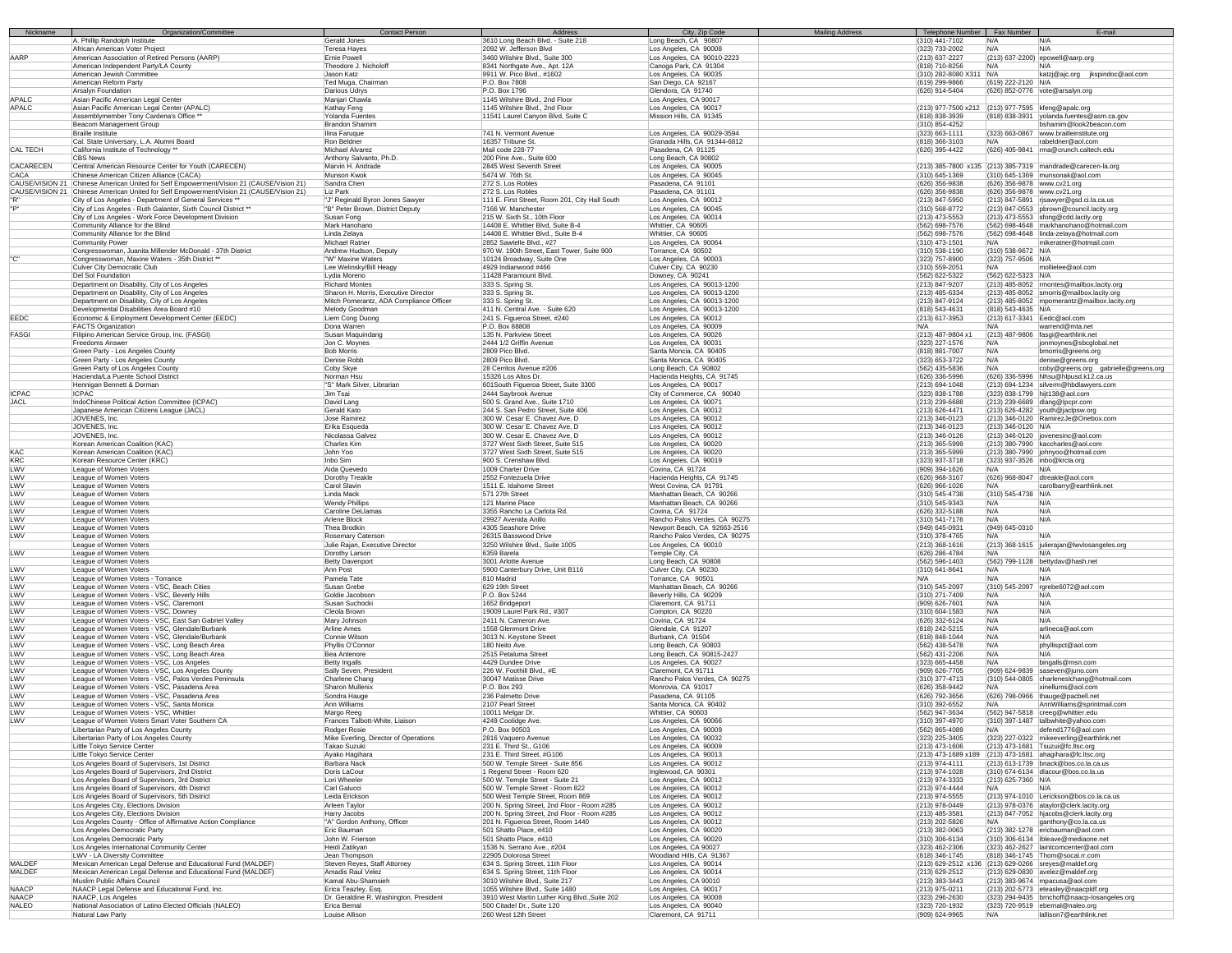| Nickname | Organization/Committee | Contact Person | Address | City, Zip Code | Mailing Address | Telephone Number | Fax Number | E-mail |
|---|---|---|---|---|---|---|---|---|
| | A. Phillip Randolph Institute | Gerald Jones | 3610 Long Beach Blvd. - Suite 218 | Long Beach, CA 90807 | | (310) 441-7102 | N/A | N/A |
| | African American Voter Project | Teresa Hayes | 2092 W. Jefferson Blvd | Los Angeles, CA 90008 | | (323) 733-2002 | N/A | N/A |
| AARP | American Association of Retired Persons (AARP) | Ernie Powell | 3460 Wilshire Blvd., Suite 300 | Los Angeles, CA 90010-2223 | | (213) 637-2227 | (213) 637-2200 | epowell@aarp.org |
| | American Independent Party/LA County | Theodore J. Nicholoff | 8341 Northgate Ave., Apt. 12A | Canoga Park, CA 91304 | | (818) 710-8256 | N/A | N/A |
| | American Jewish Committee | Jason Katz | 9911 W. Pico Blvd., #1602 | Los Angeles, CA 90035 | | (310) 282-8080 X311 | N/A | katzj@ajc.org jkspindoc@aol.com |
| | American Reform Party | Ted Muga, Chairman | P.O. Box 7808 | San Diego, CA 92167 | | (619) 299-9866 | (619) 222-2120 | N/A |
| | Arsalyn Foundation | Darious Udrys | P.O. Box 1796 | Glendora, CA 91740 | | (626) 914-5404 | (626) 852-0776 | vote@arsalyn.org |
| APALC | Asian Pacific American Legal Center | Manjari Chawla | 1145 Wilshire Blvd., 2nd Floor | Los Angeles, CA 90017 | | | | |
| APALC | Asian Pacific American Legal Center (APALC) | Kathay Feng | 1145 Wilshire Blvd., 2nd Floor | Los Angeles, CA 90017 | | (213) 977-7500 x212 | (213) 977-7595 | kfeng@apalc.org |
| | Assemblymember Tony Cardena's Office ** | Yolanda Fuentes | 11541 Laurel Canyon Blvd, Suite C | Mission Hills, CA 91345 | | (818) 838-3939 | (818) 838-3931 | yolanda.fuentes@asm.ca.gov |
| | Beacom Management Group | Brandon Shamim | | | | (310) 854-4252 | | bshamim@look2beacon.com |
| | Braille Institute | Ilina Faruque | 741 N. Vermont Avenue | Los Angeles, CA 90029-3594 | | (323) 663-1111 | (323) 663-0867 | www.brailleinstitute.org |
| | Cal. State University, L.A. Alumni Board | Ron Beldner | 16357 Tribune St. | Granada Hills, CA 91344-6812 | | (818) 366-3103 | N/A | rabeldner@aol.com |
| CAL TECH | California Institute of Technology ** | Michael Alvarez | Mail code 228-77 | Pasadena, CA 91125 | | (626) 395-4422 | (626) 405-9841 | rma@crunch.caltech.edu |
| | CBS News | Anthony Salvanto, Ph.D. | 200 Pine Ave., Suite 600 | Long Beach, CA 90802 | | | | |
| CACARECEN | Central American Resource Center for Youth (CARECEN) | Marvin H. Andrade | 2845 West Seventh Street | Los Angeles, CA 90005 | | (213) 385-7800 x135 | (213) 385-7319 | mandrade@carecen-la.org |
| CACA | Chinese American Citizen Alliance (CACA) | Munson Kwok | 5474 W. 76th St. | Los Angeles, CA 90045 | | (310) 645-1369 | (310) 645-1369 | munsonak@aol.com |
| CAUSE/VISION 21 | Chinese American United for Self Empowerment/Vision 21 (CAUSE/Vision 21) | Sandra Chen | 272 S. Los Robles | Pasadena, CA 91101 | | (626) 356-9838 | (626) 356-9878 | www.cv21.org |
| CAUSE/VISION 21 | Chinese American United for Self Empowerment/Vision 21 (CAUSE/Vision 21) | Liz Park | 272 S. Los Robles | Pasadena, CA 91101 | | (626) 356-9838 | (626) 356-9878 | www.cv21.org |
| "R" | City of Los Angeles - Department of General Services ** | "J" Reginald Byron Jones Sawyer | 111 E. First Street, Room 201, City Hall South | Los Angeles, CA 90012 | | (213) 847-5950 | (213) 847-5891 | rjsawyer@gsd.ci.la.ca.us |
| "P" | City of Los Angeles - Ruth Galanter, Sixth Council District ** | "B" Peter Brown, District Deputy | 7166 W. Manchester | Los Angeles, CA 90045 | | (310) 568-8772 | (213) 847-0553 | pbrown@council.lacity.org |
| | City of Los Angeles - Work Force Development Division | Susan Fong | 215 W. Sixth St., 10th Floor | Los Angeles, CA 90014 | | (213) 473-5553 | (213) 473-5553 | sfong@cdd.lacity.org |
| | Community Alliance for the Blind | Mark Hanohano | 14408 E. Whittier Blvd, Suite B-4 | Whittier, CA 90605 | | (562) 698-7576 | (562) 698-4648 | markhanohano@hotmail.com |
| | Community Alliance for the Blind | Linda Zelaya | 14408 E. Whittier Blvd., Suite B-4 | Whittier, CA 90605 | | (562) 698-7576 | (562) 698-4648 | linda-zelaya@hotmail.com |
| | Community Power | Michael Ratner | 2852 Sawtelle Blvd., #27 | Los Angeles, CA 90064 | | (310) 473-1501 | N/A | mikeratner@hotmail.com |
| | Congresswoman, Juanita Millender McDonald - 37th District | Andrew Hudson, Deputy | 970 W. 190th Street, East Tower, Suite 900 | Torrance, CA 90502 | | (310) 538-1190 | (310) 538-9672 | N/A |
| "C" | Congresswoman, Maxine Waters - 35th District ** | "W" Maxine Waters | 10124 Broadway, Suite One | Los Angeles, CA 90003 | | (323) 757-8900 | (323) 757-9506 | N/A |
| | Culver City Democratic Club | Lee Welinsky/Bill Heagy | 4929 Indianwood #466 | Culver City, CA 90230 | | (310) 559-2051 | N/A | mollielee@aol.com |
| | Del Sol Foundation | Lydia Moreno | 11428 Paramount Blvd. | Downey, CA 90241 | | (562) 622-5322 | (562) 622-5323 | N/A |
| | Department on Disability, City of Los Angeles | Richard Montes | 333 S. Spring St. | Los Angeles, CA 90013-1200 | | (213) 847-9207 | (213) 485-8052 | rmontes@mailbox.lacity.org |
| | Department on Disability, City of Los Angeles | Sharon H. Morris, Executive Director | 333 S. Spring St. | Los Angeles, CA 90013-1200 | | (213) 485-6334 | (213) 485-8052 | smorris@mailbox.lacity.org |
| | Department on Disability, City of Los Angeles | Mitch Pomerantz, ADA Compliance Officer | 333 S. Spring St. | Los Angeles, CA 90013-1200 | | (213) 847-9124 | (213) 485-8052 | mpomerantz@mailbox.lacity.org |
| | Developmental Disabilities Area Board #10 | Melody Goodman | 411 N. Central Ave. - Suite 620 | Los Angeles, CA 90013-1200 | | (818) 543-4631 | (818) 543-4635 | N/A |
| EEDC | Economic & Employment Development Center (EEDC) | Liem Cong Duong | 241 S. Figueroa Street, #240 | Los Angeles, CA 90012 | | (213) 617-3953 | (213) 617-3341 | Eedc@aol.com |
| | FACTS Organization | Dona Warren | P.O. Box 88808 | Los Angeles, CA 90009 | | N/A | N/A | warrend@mta.net |
| FASGI | Filipino American Service Group, Inc. (FASGI) | Susan Maquindang | 135 N. Parkview Street | Los Angeles, CA 90026 | | (213) 487-9804 x1 | (213) 487-9806 | fasgi@earthlink.net |
| | Freedoms Answer | Jon C. Moynes | 2444 1/2 Griffin Avenue | Los Angeles, CA 90031 | | (323) 227-1576 | N/A | jonmoynes@sbcglobal.net |
| | Green Party - Los Angeles County | Bob Morris | 2809 Pico Blvd. | Santa Moncia, CA 90405 | | (818) 881-7007 | N/A | bmorris@greens.org |
| | Green Party - Los Angeles County | Denise Robb | 2809 Pico Blvd. | Santa Monica, CA 90405 | | (323) 653-3722 | N/A | denise@greens.org |
| | Green Party of Los Angeles County | Coby Skye | 28 Cerritos Avenue #206 | Long Beach, CA 90802 | | (562) 435-5836 | N/A | coby@greens.org gabrielle@greens.org |
| | Hacienda/La Puente School District | Norman Hsu | 15326 Los Altos Dr. | Hacienda Heights, CA 91745 | | (626) 336-5996 | (626) 336-5996 | Nhsu@hlpusd.k12.ca.us |
| | Hennigan Bennett & Dorman | "S" Mark Silver, Librarian | 601South Figueroa Street, Suite 3300 | Los Angeles, CA 90017 | | (213) 694-1048 | (213) 694-1234 | silverm@hbdlawyers.com |
| ICPAC | ICPAC | Jim Tsai | 2444 Saybrook Avenue | City of Commerce, CA 90040 | | (323) 838-1788 | (323) 838-1799 | hijt138@aol.com |
| JACL | IndoChinese Political Action Committee (ICPAC) | David Lang | 500 S. Grand Ave., Suite 1710 | Los Angeles, CA 90071 | | (213) 239-6689 | (213) 239-6689 | dlang@Ipcpr.com |
| | Japanese American Citizens League (JACL) | Gerald Kato | 244 S. San Pedro Street, Suite 406 | Los Angeles, CA 90012 | | (213) 626-4471 | (213) 626-4282 | youth@jaclpsw.org |
| | JOVENES, Inc. | Jose Ramirez | 300 W. Cesar E. Chavez Ave, D | Los Angeles, CA 90012 | | (213) 346-0123 | (213) 346-0120 | RamirezJe@Onebox.com |
| | JOVENES, Inc. | Erika Esqueda | 300 W. Cesar E. Chavez Ave, D | Los Angeles, CA 90012 | | (213) 346-0123 | (213) 346-0120 | N/A |
| | JOVENES, Inc. | Nicolassa Galvez | 300 W. Cesar E. Chavez Ave, D | Los Angeles, CA 90012 | | (213) 346-0126 | (213) 346-0120 | jovenesinc@aol.com |
| | Korean American Coalition (KAC) | Charles Kim | 3727 West Sixth Street, Suite 515 | Los Angeles, CA 90020 | | (213) 365-5999 | (213) 380-7990 | kaccharles@aol.com |
| KAC | Korean American Coalition (KAC) | John Yoo | 3727 West Sixth Street, Suite 515 | Los Angeles, CA 90020 | | (213) 365-5999 | (213) 380-7990 | johnyoo@hotmail.com |
| KRC | Korean Resource Center (KRC) | Inbo Sim | 900 S. Crenshaw Blvd. | Los Angeles, CA 90019 | | (323) 937-3718 | (323) 937-3526 | inbo@krcla.org |
| LWV | League of Women Voters | Aida Quevedo | 1009 Charter Drive | Covina, CA 91724 | | (909) 394-1626 | N/A | N/A |
| LWV | League of Women Voters | Dorothy Treakle | 2552 Fontezuela Drive | Hacienda Heights, CA 91745 | | (626) 968-3167 | (626) 968-8047 | dtreakle@aol.com |
| LWV | League of Women Voters | Carol Slavin | 1511 E. Idahome Street | West Covina, CA 91791 | | (626) 966-1026 | N/A | carolbarry@earthlink.net |
| LWV | League of Women Voters | Linda Mack | 571 27th Street | Manhattan Beach, CA 90266 | | (310) 545-4738 | (310) 545-4738 | N/A |
| LWV | League of Women Voters | Wendy Phillips | 121 Marine Place | Manhattan Beach, CA 90266 | | (310) 545-9343 | N/A | N/A |
| LWV | League of Women Voters | Caroline DeLlamas | 3355 Rancho La Carlota Rd. | Covina, CA 91724 | | (626) 332-5188 | N/A | N/A |
| LWV | League of Women Voters | Arlene Block | 29927 Avenida Anillo | Rancho Palos Verdes, CA 90275 | | (310) 541-7176 | N/A | N/A |
| LWV | League of Women Voters | Thea Brodkin | 4305 Seashore Drive | Newport Beach, CA 92663-2516 | | (949) 645-0931 | (949) 645-0310 | |
| LWV | League of Women Voters | Rosemary Caterson | 26315 Basswood Drive | Rancho Palos Verdes, CA 90275 | | (310) 378-4765 | N/A | N/A |
| | League of Women Voters | Julie Rajan, Executive Director | 3250 Wilshire Blvd., Suite 1005 | Los Angeles, CA 90010 | | (213) 368-1616 | (213) 368-1615 | julierajan@lwvlosangeles.org |
| LWV | League of Women Voters | Dorothy Larson | 6359 Barela | Temple City, CA | | (626) 286-4784 | N/A | N/A |
| | League of Women Voters | Betty Davenport | 3001 Arlotte Avenue | Long Beach, CA 90808 | | (562) 596-1403 | (562) 799-1128 | bettydav@hash.net |
| LWV | League of Women Voters | Ann Post | 5900 Canterbury Drive, Unit B116 | Culver City, CA 90230 | | (310) 641-8641 | N/A | N/A |
| LWV | League of Women Voters - Torrance | Pamela Tate | 810 Madrid | Torrance, CA 90501 | | N/A | N/A | N/A |
| LWV | League of Women Voters - VSC, Beach Cities | Susan Grebe | 629 19th Street | Manhattan Beach, CA 90266 | | (310) 545-2097 | (310) 545-2097 | rgrebe6072@aol.com |
| LWV | League of Women Voters - VSC, Beverly Hills | Goldie Jacobson | P.O. Box 5244 | Beverly Hills, CA 90209 | | (310) 271-7409 | N/A | N/A |
| LWV | League of Women Voters - VSC, Claremont | Susan Suchocki | 1652 Bridgeport | Claremont, CA 91711 | | (909) 626-7601 | N/A | N/A |
| LWV | League of Women Voters - VSC, Downey | Cleola Brown | 19009 Laurel Park Rd., #307 | Compton, CA 90220 | | (310) 604-1583 | N/A | N/A |
| LWV | League of Women Voters - VSC, East San Gabriel Valley | Mary Johnson | 2411 N. Cameron Ave. | Covina, CA 91724 | | (626) 332-6124 | N/A | N/A |
| LWV | League of Women Voters - VSC, Glendale/Burbank | Arline Ames | 1558 Glenmont Drive | Glendale, CA 91207 | | (818) 242-5215 | N/A | arlineca@aol.com |
| LWV | League of Women Voters - VSC, Glendale/Burbank | Connie Wilson | 3013 N. Keystone Street | Burbank, CA 91504 | | (818) 848-1044 | N/A | N/A |
| LWV | League of Women Voters - VSC, Long Beach Area | Phyllis O'Connor | 180 Neito Ave. | Long Beach, CA 90803 | | (562) 438-5478 | N/A | phyllispct@aol.com |
| LWV | League of Women Voters - VSC, Long Beach Area | Bea Antenore | 2515 Petaluma Street | Long Beach, CA 90815-2427 | | (562) 431-2206 | N/A | N/A |
| LWV | League of Women Voters - VSC, Los Angeles | Betty Ingalls | 4429 Dundee Drive | Los Angeles, CA 90027 | | (323) 665-4458 | N/A | bingalls@msn.com |
| LWV | League of Women Voters - VSC, Los Angeles County | Sally Seven, President | 226 W. Foothill Blvd., #E | Claremont, CA 91711 | | (909) 626-7705 | (909) 624-9839 | saseven@juno.com |
| LWV | League of Women Voters - VSC, Palos Verdes Peninsula | Charlene Chang | 30047 Matisse Drive | Rancho Palos Verdes, CA 90275 | | (310) 377-4713 | (310) 544-0805 | charleneslchang@hotmail.com |
| LWV | League of Women Voters - VSC, Pasadena Area | Sharon Mullenix | P.O. Box 293 | Monrovia, CA 91017 | | (626) 358-9442 | N/A | xinellums@aol.com |
| LWV | League of Women Voters - VSC, Pasadena Area | Sondra Hauge | 236 Palmetto Drive | Pasadena, CA 91105 | | (626) 792-3656 | (626) 798-0966 | thauge@pacbell.net |
| LWV | League of Women Voters - VSC, Santa Monica | Ann Williams | 2107 Pearl Street | Santa Monica, CA 90402 | | (310) 392-6552 | N/A | AnnWilliams@sprintmail.com |
| LWV | League of Women Voters - VSC, Whittier | Margo Reeg | 10011 Melgar Dr. | Whittier, CA 90603 | | (562) 947-3634 | (562) 947-5818 | creeg@whittier.edu |
| LWV | League of Women Voters Smart Voter Southern CA | Frances Talbott-White, Liaison | 4249 Coolidge Ave. | Los Angeles, CA 90066 | | (310) 397-4970 | (310) 397-1487 | talbwhite@yahoo.com |
| | Libertarian Party of Los Angeles County | Rodger Rosie | P.O. Box 90503 | Los Angeles, CA 90009 | | (562) 865-4089 | N/A | defend1776@aol.com |
| | Libertarian Party of Los Angeles County | Mike Everling, Director of Operations | 2816 Vaquero Avenue | Los Angeles, CA 90032 | | (323) 225-3405 | (323) 227-0322 | mikeeverling@earthlink.net |
| | Little Tokyo Service Center | Takao Suzuki | 231 E. Third St., G106 | Los Angeles, CA 90013 | | (213) 473-1606 | (213) 473-1681 | Tsuzuki@ltsc.org |
| | Little Tokyo Service Center | Ayako Hagihara | 231 E. Third Street, #G106 | Los Angeles, CA 90013 | | (213) 473-1689 x189 | (213) 473-1681 | ahagihara@fc.ltsc.org |
| | Los Angeles Board of Supervisors, 1st District | Barbara Nack | 500 W. Temple Street - Suite 856 | Los Angeles, CA 90012 | | (213) 974-4111 | (213) 613-1739 | bnack@bos.co.la.ca.us |
| | Los Angeles Board of Supervisors, 2nd District | Doris LaCour | 1 Regend Street - Room 620 | Inglewood, CA 90301 | | (213) 974-1028 | (310) 674-6134 | dlacour@bos.co.la.us |
| | Los Angeles Board of Supervisors, 3rd District | Lori Wheeler | 500 W. Temple Street - Suite 21 | Los Angeles, CA 90012 | | (213) 974-3333 | (213) 625-7360 | N/A |
| | Los Angeles Board of Supervisors, 4th District | Carl Galucci | 500 W. Temple Street - Room 822 | Los Angeles, CA 90012 | | (213) 974-4444 | N/A | N/A |
| | Los Angeles Board of Supervisors, 5th District | Leida Erickson | 500 West Temple Street, Room 869 | Los Angeles, CA 90012 | | (213) 974-5555 | (213) 974-1010 | Lerickson@bos.co.la.ca.us |
| | Los Angeles City, Elections Division | Arleen Taylor | 200 N. Spring Street, 2nd Floor - Room #285 | Los Angeles, CA 90012 | | (213) 978-0449 | (213) 978-0376 | ataylor@clerk.lacity.org |
| | Los Angeles City, Elections Division | Harry Jacobs | 200 N. Spring Street, 2nd Floor - Room #285 | Los Angeles, CA 90012 | | (213) 485-3581 | (213) 847-7052 | hjacobs@clerk.lacity.org |
| | Los Angeles County - Office of Affirmative Action Compliance | "A" Gordon Anthony, Officer | 201 N. Figueroa Street, Room 1440 | Los Angeles, CA 90012 | | (213) 202-5826 | N/A | ganthony@co.la.ca.us |
| | Los Angeles Democratic Party | Eric Bauman | 501 Shatto Place, #410 | Los Angeles, CA 90020 | | (213) 382-0063 | (213) 382-1278 | ericbauman@aol.com |
| | Los Angeles Democratic Party | John W. Frierson | 501 Shatto Place, #410 | Los Angeles, CA 90020 | | (310) 306-6134 | (310) 306-6134 | lbleave@mediaone.net |
| | Los Angeles International Community Center | Heidi Zatikyan | 1536 N. Serrano Ave., #204 | Los Angeles, CA 90027 | | (323) 462-2306 | (323) 462-2627 | laintcomcenter@aol.com |
| | LWV - LA Diversity Committee | Jean Thompson | 22905 Dolorosa Street | Woodland Hills, CA 91367 | | (818) 346-1745 | (818) 346-1745 | Thom@socal.rr.com |
| MALDEF | Mexican American Legal Defense and Educational Fund (MALDEF) | Steven Reyes, Staff Attorney | 634 S. Spring Street, 11th Floor | Los Angeles, CA 90014 | | (213) 629-2512 x136 | (213) 629-0266 | sreyes@maldef.org |
| MALDEF | Mexican American Legal Defense and Educational Fund (MALDEF) | Amadis Raul Velez | 634 S. Spring Street, 11th Floor | Los Angeles, CA 90014 | | (213) 629-2512 | (213) 629-0830 | avelez@maldef.org |
| | Muslim Public Affairs Council | Kamal Abu-Shamsieh | 3010 Wilshire Blvd., Suite 217 | Los Angeles, CA 90010 | | (213) 383-3443 | (213) 383-9674 | mpacusa@aol.com |
| NAACP | NAACP Legal Defense and Educational Fund, Inc. | Erica Teazley, Esq. | 1055 Wilshire Blvd., Suite 1480 | Los Angeles, CA 90017 | | (213) 975-0211 | (213) 202-5773 | eteasley@naacpldf.org |
| NAACP | NAACP, Los Angeles | Dr. Geraldine R. Washington, President | 3910 West Martin Luther King Blvd.,Suite 202 | Los Angeles, CA 90008 | | (323) 296-2630 | (323) 294-9435 | brnchoff@naacp-losangeles.org |
| NALEO | National Association of Latino Elected Officials (NALEO) | Erica Bernal | 500 Citadel Dr., Suite 120 | Los Angeles, CA 90040 | | (323) 720-1932 | (323) 720-9519 | ebernal@naleo.org |
| | Natural Law Party | Louise Allison | 260 West 12th Street | Claremont, CA 91711 | | (909) 624-9965 | N/A | lallison7@earthlink.net |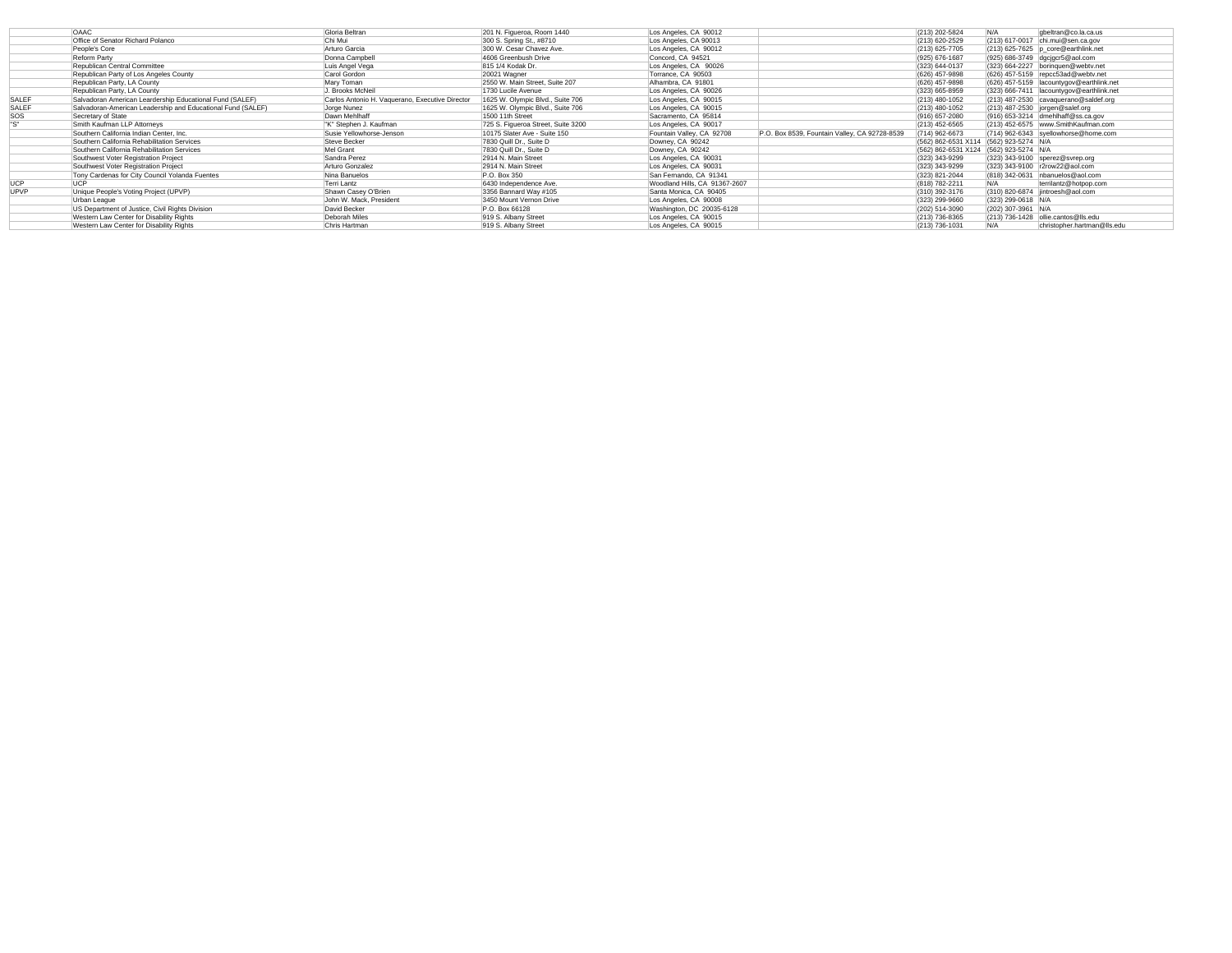| | | | | | | | | |
|---|---|---|---|---|---|---|---|---|
| | OAAC | Gloria Beltran | 201 N. Figueroa, Room 1440 | Los Angeles, CA 90012 | | (213) 202-5824 | N/A | gbeltran@co.la.ca.us |
| | Office of Senator Richard Polanco | Chi Mui | 300 S. Spring St., #8710 | Los Angeles, CA 90013 | | (213) 620-2529 | (213) 617-0017 | chi.mui@sen.ca.gov |
| | People's Core | Arturo Garcia | 300 W. Cesar Chavez Ave. | Los Angeles, CA 90012 | | (213) 625-7705 | (213) 625-7625 | p_core@earthlink.net |
| | Reform Party | Donna Campbell | 4606 Greenbush Drive | Concord, CA 94521 | | (925) 676-1687 | (925) 686-3749 | dgcjgcr5@aol.com |
| | Republican Central Committee | Luis Angel Vega | 815 1/4 Kodak Dr. | Los Angeles, CA 90026 | | (323) 644-0137 | (323) 664-2227 | borinquen@webtv.net |
| | Republican Party of Los Angeles County | Carol Gordon | 20021 Wagner | Torrance, CA 90503 | | (626) 457-9898 | (626) 457-5159 | repcc53ad@webtv.net |
| | Republican Party, LA County | Mary Toman | 2550 W. Main Street, Suite 207 | Alhambra, CA 91801 | | (626) 457-9898 | (626) 457-5159 | lacountygov@earthlink.net |
| | Republican Party, LA County | J. Brooks McNeil | 1730 Lucile Avenue | Los Angeles, CA 90026 | | (323) 665-8959 | (323) 666-7411 | lacountygov@earthlink.net |
| SALEF | Salvadoran American Leardership Educational Fund (SALEF) | Carlos Antonio H. Vaquerano, Executive Director | 1625 W. Olympic Blvd., Suite 706 | Los Angeles, CA 90015 | | (213) 480-1052 | (213) 487-2530 | cavaquerano@saldef.org |
| SALEF | Salvadoran-American Leadership and Educational Fund (SALEF) | Jorge Nunez | 1625 W. Olympic Blvd., Suite 706 | Los Angeles, CA 90015 | | (213) 480-1052 | (213) 487-2530 | jorgen@salef.org |
| SOS | Secretary of State | Dawn Mehlhaff | 1500 11th Street | Sacramento, CA 95814 | | (916) 657-2080 | (916) 653-3214 | dmehlhaff@ss.ca.gov |
| "S" | Smith Kaufman LLP Attorneys | "K" Stephen J. Kaufman | 725 S. Figueroa Street, Suite 3200 | Los Angeles, CA 90017 | | (213) 452-6565 | (213) 452-6575 | www.SmithKaufman.com |
| | Southern California Indian Center, Inc. | Susie Yellowhorse-Jenson | 10175 Slater Ave - Suite 150 | Fountain Valley, CA 92708 | P.O. Box 8539, Fountain Valley, CA 92728-8539 | (714) 962-6673 | (714) 962-6343 | syellowhorse@home.com |
| | Southern California Rehabilitation Services | Steve Becker | 7830 Quill Dr., Suite D | Downey, CA 90242 | | (562) 862-6531 X114 | (562) 923-5274 | N/A |
| | Southern California Rehabilitation Services | Mel Grant | 7830 Quill Dr., Suite D | Downey, CA 90242 | | (562) 862-6531 X124 | (562) 923-5274 | N/A |
| | Southwest Voter Registration Project | Sandra Perez | 2914 N. Main Street | Los Angeles, CA 90031 | | (323) 343-9299 | (323) 343-9100 | sperez@svrep.org |
| | Southwest Voter Registration Project | Arturo Gonzalez | 2914 N. Main Street | Los Angeles, CA 90031 | | (323) 343-9299 | (323) 343-9100 | r2row22@aol.com |
| | Tony Cardenas for City Council Yolanda Fuentes | Nina Banuelos | P.O. Box 350 | San Fernando, CA 91341 | | (323) 821-2044 | (818) 342-0631 | nbanuelos@aol.com |
| UCP | UCP | Terri Lantz | 6430 Independence Ave. | Woodland Hills, CA 91367-2607 | | (818) 782-2211 | N/A | terrilantz@hotpop.com |
| UPVP | Unique People's Voting Project (UPVP) | Shawn Casey O'Brien | 3356 Bannard Way #105 | Santa Monica, CA 90405 | | (310) 392-3176 | (310) 820-6874 | jintroesh@aol.com |
| | Urban League | John W. Mack, President | 3450 Mount Vernon Drive | Los Angeles, CA 90008 | | (323) 299-9660 | (323) 299-0618 | N/A |
| | US Department of Justice, Civil Rights Division | David Becker | P.O. Box 66128 | Washington, DC 20035-6128 | | (202) 514-3090 | (202) 307-3961 | N/A |
| | Western Law Center for Disability Rights | Deborah Miles | 919 S. Albany Street | Los Angeles, CA 90015 | | (213) 736-8365 | (213) 736-1428 | ollie.cantos@lls.edu |
| | Western Law Center for Disability Rights | Chris Hartman | 919 S. Albany Street | Los Angeles, CA 90015 | | (213) 736-1031 | N/A | christopher.hartman@lls.edu |